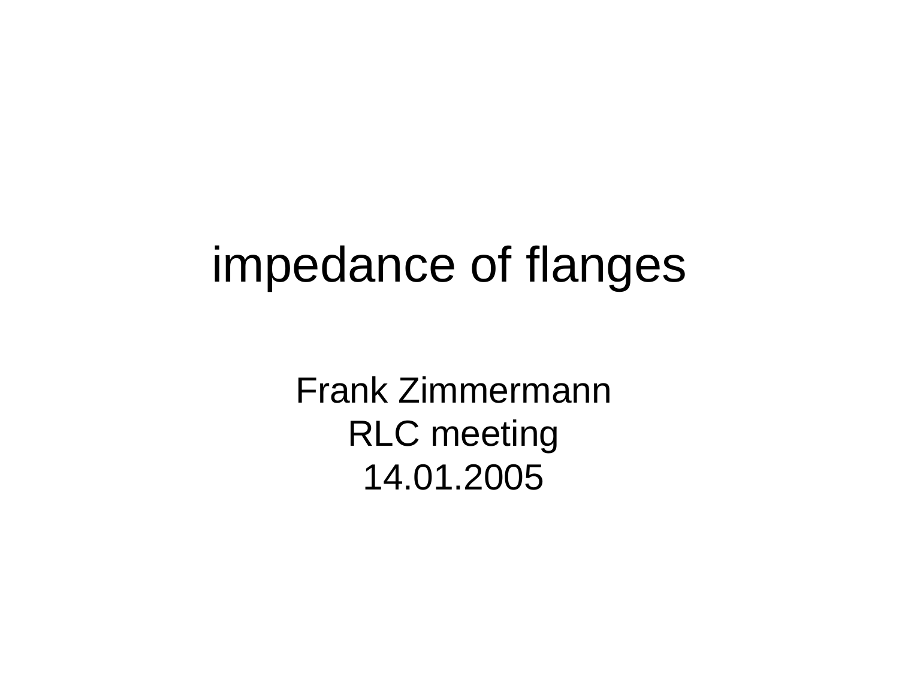# impedance of flanges

Frank Zimmermann
RLC meeting
14.01.2005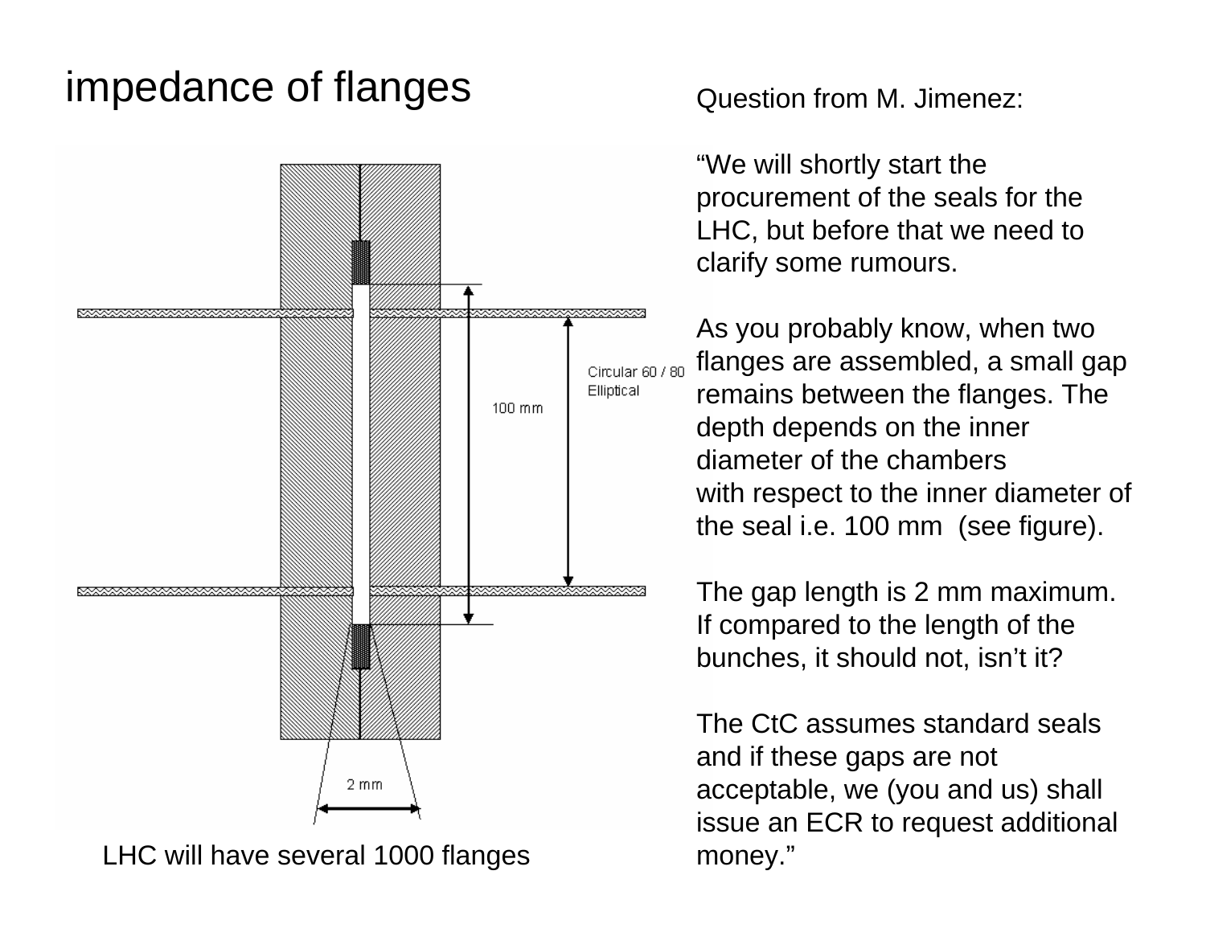# impedance of flanges

Circular 60 / 80 Elliptical

100 mm

2 mm

LHC will have several 1000 flanges

Question from M. Jimenez:

"We will shortly start the procurement of the seals for the LHC, but before that we need to clarify some rumours.

As you probably know, when two flanges are assembled, a small gap remains between the flanges. The depth depends on the inner diameter of the chambers with respect to the inner diameter of the seal i.e. 100 mm (see figure).

The gap length is 2 mm maximum. If compared to the length of the bunches, it should not, isn't it?

The CtC assumes standard seals and if these gaps are not acceptable, we (you and us) shall issue an ECR to request additional money."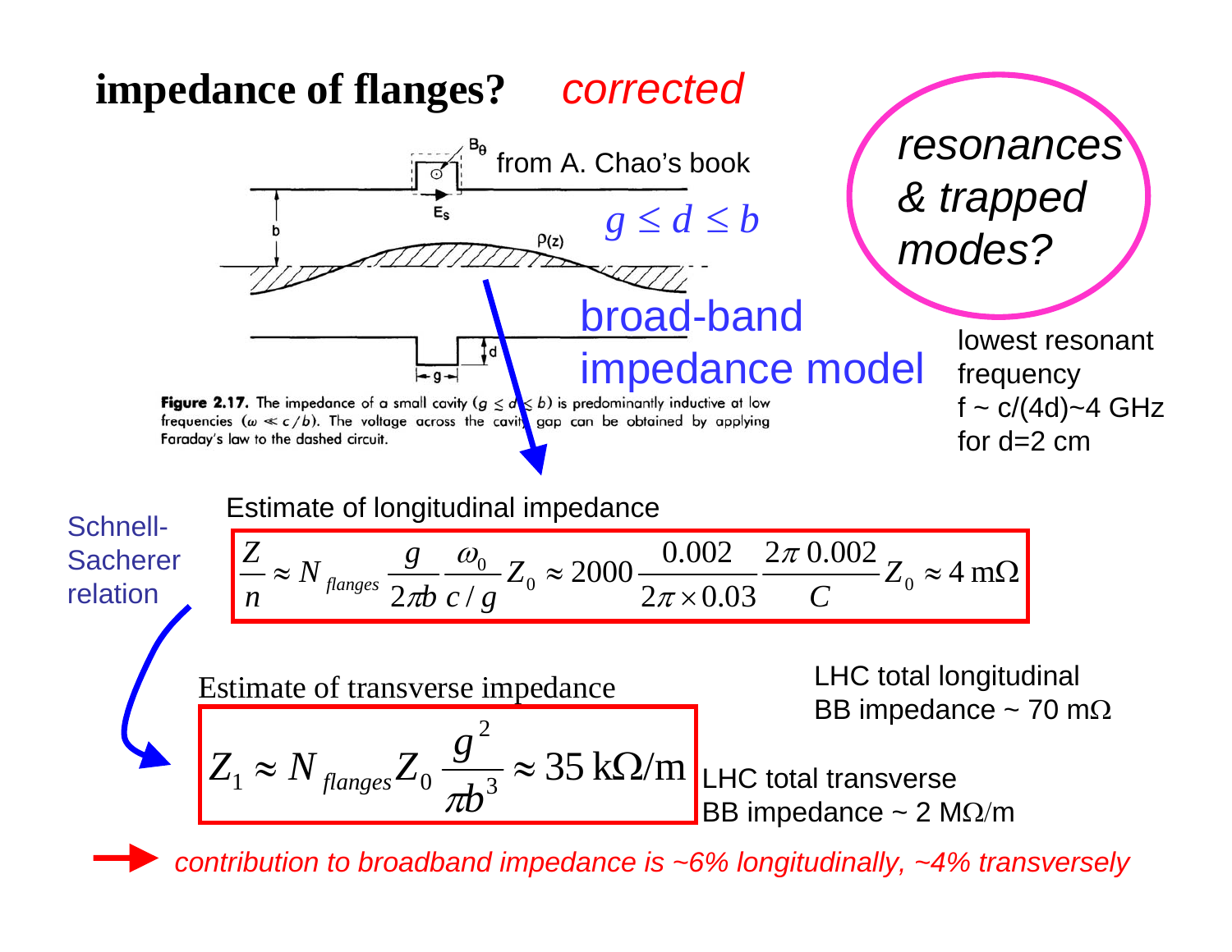# impedance of flanges? *corrected*

from A. Chao's book

$g \le d \le b$

broad-band impedance model

*resonances & trapped modes?*

lowest resonant frequency f ~ c/(4d)~4 GHz for d=2 cm

**Figure 2.17.** The impedance of a small cavity ($g \le d \le b$) is predominantly inductive at low frequencies ($\omega \ll c/b$). The voltage across the cavity gap can be obtained by applying Faraday's law to the dashed circuit.

Estimate of longitudinal impedance

$$\frac{Z}{n} \approx N_{flanges} \frac{g}{2\pi b} \frac{\omega_0}{c/g} Z_0 \approx 2000 \frac{0.002}{2\pi \times 0.03} \frac{2\pi\, 0.002}{C} Z_0 \approx 4\,\mathrm{m}\Omega$$

Schnell-Sacherer relation

Estimate of transverse impedance

$$Z_1 \approx N_{flanges} Z_0 \frac{g^2}{\pi b^3} \approx 35\,\mathrm{k}\Omega/\mathrm{m}$$

LHC total longitudinal BB impedance ~ 70 mΩ

LHC total transverse BB impedance ~ 2 MΩ/m

→ *contribution to broadband impedance is ~6% longitudinally, ~4% transversely*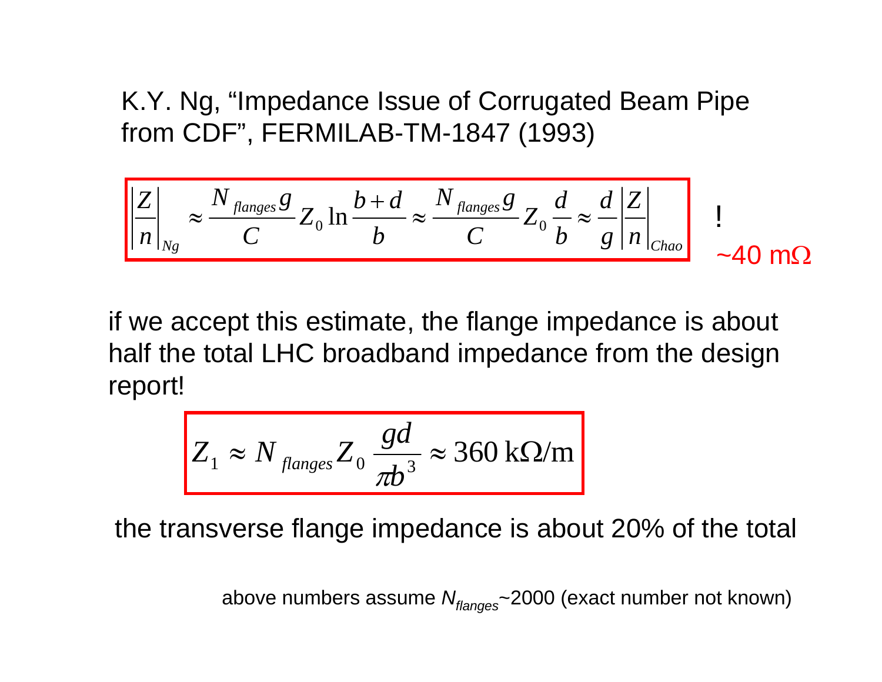K.Y. Ng, "Impedance Issue of Corrugated Beam Pipe from CDF", FERMILAB-TM-1847 (1993)

$$\left|\frac{Z}{n}\right|_{Ng} \approx \frac{N_{flanges}\, g}{C} Z_0 \ln\frac{b+d}{b} \approx \frac{N_{flanges}\, g}{C} Z_0 \frac{d}{b} \approx \frac{d}{g}\left|\frac{Z}{n}\right|_{Chao}$$

! ~40 mΩ

if we accept this estimate, the flange impedance is about half the total LHC broadband impedance from the design report!

$$Z_1 \approx N_{flanges} Z_0 \frac{gd}{\pi b^3} \approx 360\ \mathrm{k\Omega/m}$$

the transverse flange impedance is about 20% of the total

above numbers assume $N_{flanges}$~2000 (exact number not known)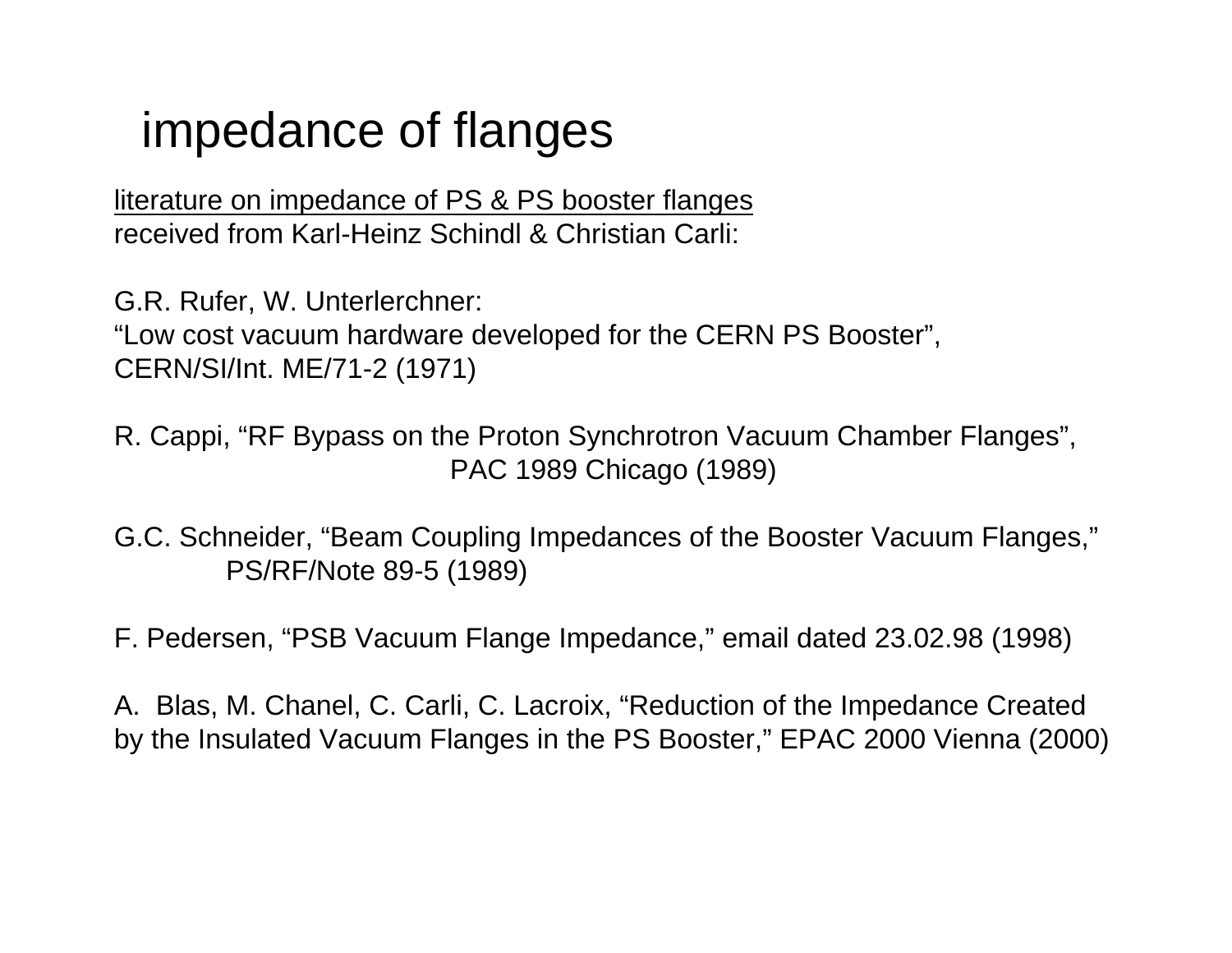# impedance of flanges

literature on impedance of PS & PS booster flanges
received from Karl-Heinz Schindl & Christian Carli:

G.R. Rufer, W. Unterlerchner:
"Low cost vacuum hardware developed for the CERN PS Booster",
CERN/SI/Int. ME/71-2 (1971)

R. Cappi, "RF Bypass on the Proton Synchrotron Vacuum Chamber Flanges",
PAC 1989 Chicago (1989)

G.C. Schneider, "Beam Coupling Impedances of the Booster Vacuum Flanges,"
PS/RF/Note 89-5 (1989)

F. Pedersen, "PSB Vacuum Flange Impedance," email dated 23.02.98 (1998)

A. Blas, M. Chanel, C. Carli, C. Lacroix, "Reduction of the Impedance Created by the Insulated Vacuum Flanges in the PS Booster," EPAC 2000 Vienna (2000)